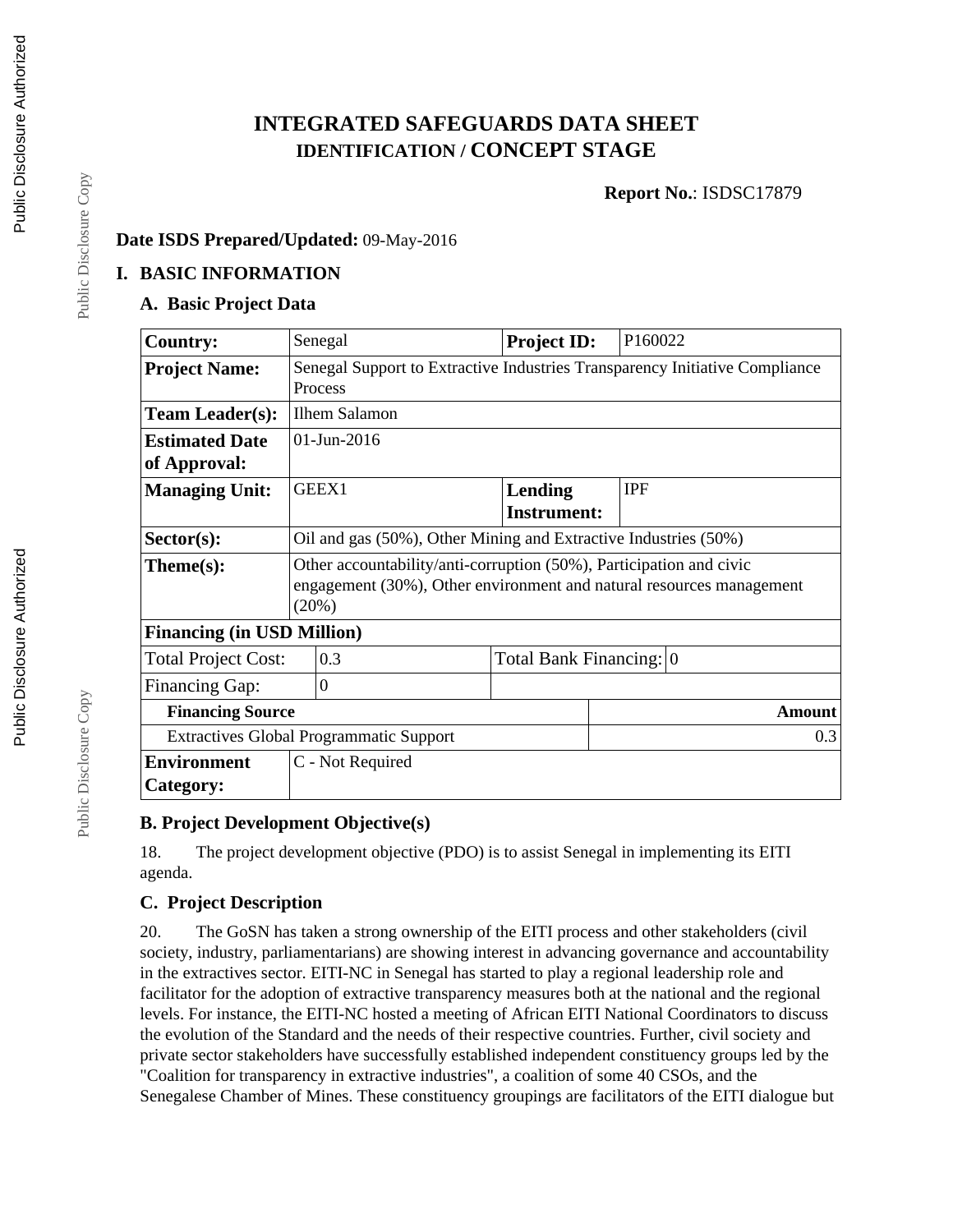# INTEGRATED SAFEGUARDS DATA SHEET
## IDENTIFICATION / CONCEPT STAGE

**Report No.**: ISDSC17879

**Date ISDS Prepared/Updated:** 09-May-2016

## I. BASIC INFORMATION

### A. Basic Project Data

| | | | |
|---|---|---|---|
| **Country:** | Senegal | **Project ID:** | P160022 |
| **Project Name:** | Senegal Support to Extractive Industries Transparency Initiative Compliance Process | | |
| **Team Leader(s):** | Ilhem Salamon | | |
| **Estimated Date of Approval:** | 01-Jun-2016 | | |
| **Managing Unit:** | GEEX1 | **Lending Instrument:** | IPF |
| **Sector(s):** | Oil and gas (50%), Other Mining and Extractive Industries (50%) | | |
| **Theme(s):** | Other accountability/anti-corruption (50%), Participation and civic engagement (30%), Other environment and natural resources management (20%) | | |
| **Financing (in USD Million)** | | | |
| Total Project Cost: | 0.3 | Total Bank Financing: | 0 |
| Financing Gap: | 0 | | |
| **Financing Source** | | | **Amount** |
| Extractives Global Programmatic Support | | | 0.3 |
| **Environment Category:** | C - Not Required | | |

### B. Project Development Objective(s)

18. The project development objective (PDO) is to assist Senegal in implementing its EITI agenda.

### C. Project Description

20. The GoSN has taken a strong ownership of the EITI process and other stakeholders (civil society, industry, parliamentarians) are showing interest in advancing governance and accountability in the extractives sector. EITI-NC in Senegal has started to play a regional leadership role and facilitator for the adoption of extractive transparency measures both at the national and the regional levels. For instance, the EITI-NC hosted a meeting of African EITI National Coordinators to discuss the evolution of the Standard and the needs of their respective countries. Further, civil society and private sector stakeholders have successfully established independent constituency groups led by the "Coalition for transparency in extractive industries", a coalition of some 40 CSOs, and the Senegalese Chamber of Mines. These constituency groupings are facilitators of the EITI dialogue but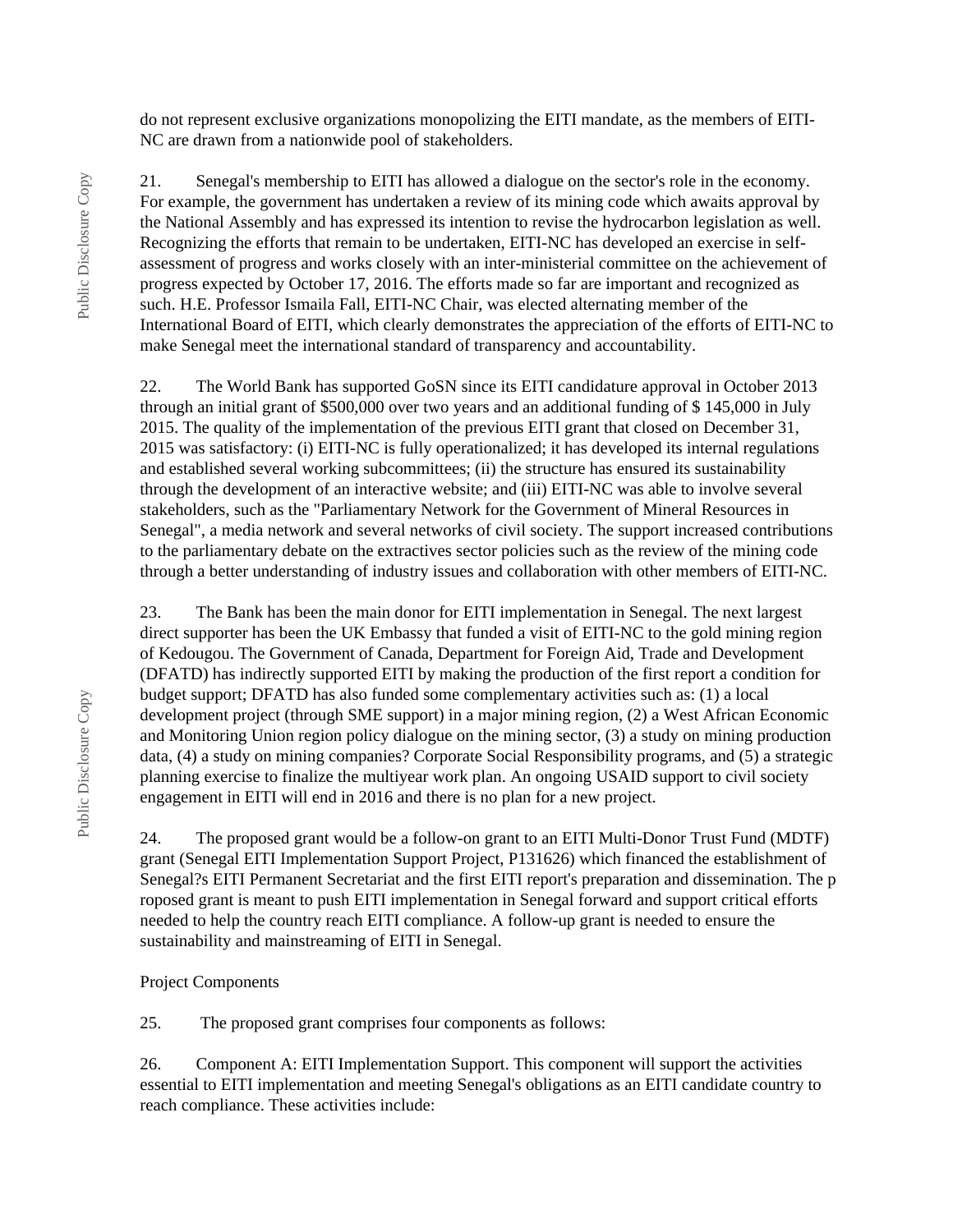do not represent exclusive organizations monopolizing the EITI mandate, as the members of EITI-NC are drawn from a nationwide pool of stakeholders.

21. Senegal's membership to EITI has allowed a dialogue on the sector's role in the economy. For example, the government has undertaken a review of its mining code which awaits approval by the National Assembly and has expressed its intention to revise the hydrocarbon legislation as well. Recognizing the efforts that remain to be undertaken, EITI-NC has developed an exercise in self-assessment of progress and works closely with an inter-ministerial committee on the achievement of progress expected by October 17, 2016. The efforts made so far are important and recognized as such. H.E. Professor Ismaila Fall, EITI-NC Chair, was elected alternating member of the International Board of EITI, which clearly demonstrates the appreciation of the efforts of EITI-NC to make Senegal meet the international standard of transparency and accountability.

22. The World Bank has supported GoSN since its EITI candidature approval in October 2013 through an initial grant of $500,000 over two years and an additional funding of $ 145,000 in July 2015. The quality of the implementation of the previous EITI grant that closed on December 31, 2015 was satisfactory: (i) EITI-NC is fully operationalized; it has developed its internal regulations and established several working subcommittees; (ii) the structure has ensured its sustainability through the development of an interactive website; and (iii) EITI-NC was able to involve several stakeholders, such as the "Parliamentary Network for the Government of Mineral Resources in Senegal", a media network and several networks of civil society. The support increased contributions to the parliamentary debate on the extractives sector policies such as the review of the mining code through a better understanding of industry issues and collaboration with other members of EITI-NC.

23. The Bank has been the main donor for EITI implementation in Senegal. The next largest direct supporter has been the UK Embassy that funded a visit of EITI-NC to the gold mining region of Kedougou. The Government of Canada, Department for Foreign Aid, Trade and Development (DFATD) has indirectly supported EITI by making the production of the first report a condition for budget support; DFATD has also funded some complementary activities such as: (1) a local development project (through SME support) in a major mining region, (2) a West African Economic and Monitoring Union region policy dialogue on the mining sector, (3) a study on mining production data, (4) a study on mining companies? Corporate Social Responsibility programs, and (5) a strategic planning exercise to finalize the multiyear work plan. An ongoing USAID support to civil society engagement in EITI will end in 2016 and there is no plan for a new project.

24. The proposed grant would be a follow-on grant to an EITI Multi-Donor Trust Fund (MDTF) grant (Senegal EITI Implementation Support Project, P131626) which financed the establishment of Senegal?s EITI Permanent Secretariat and the first EITI report's preparation and dissemination. The p roposed grant is meant to push EITI implementation in Senegal forward and support critical efforts needed to help the country reach EITI compliance. A follow-up grant is needed to ensure the sustainability and mainstreaming of EITI in Senegal.

Project Components

25. The proposed grant comprises four components as follows:

26. Component A: EITI Implementation Support. This component will support the activities essential to EITI implementation and meeting Senegal's obligations as an EITI candidate country to reach compliance. These activities include: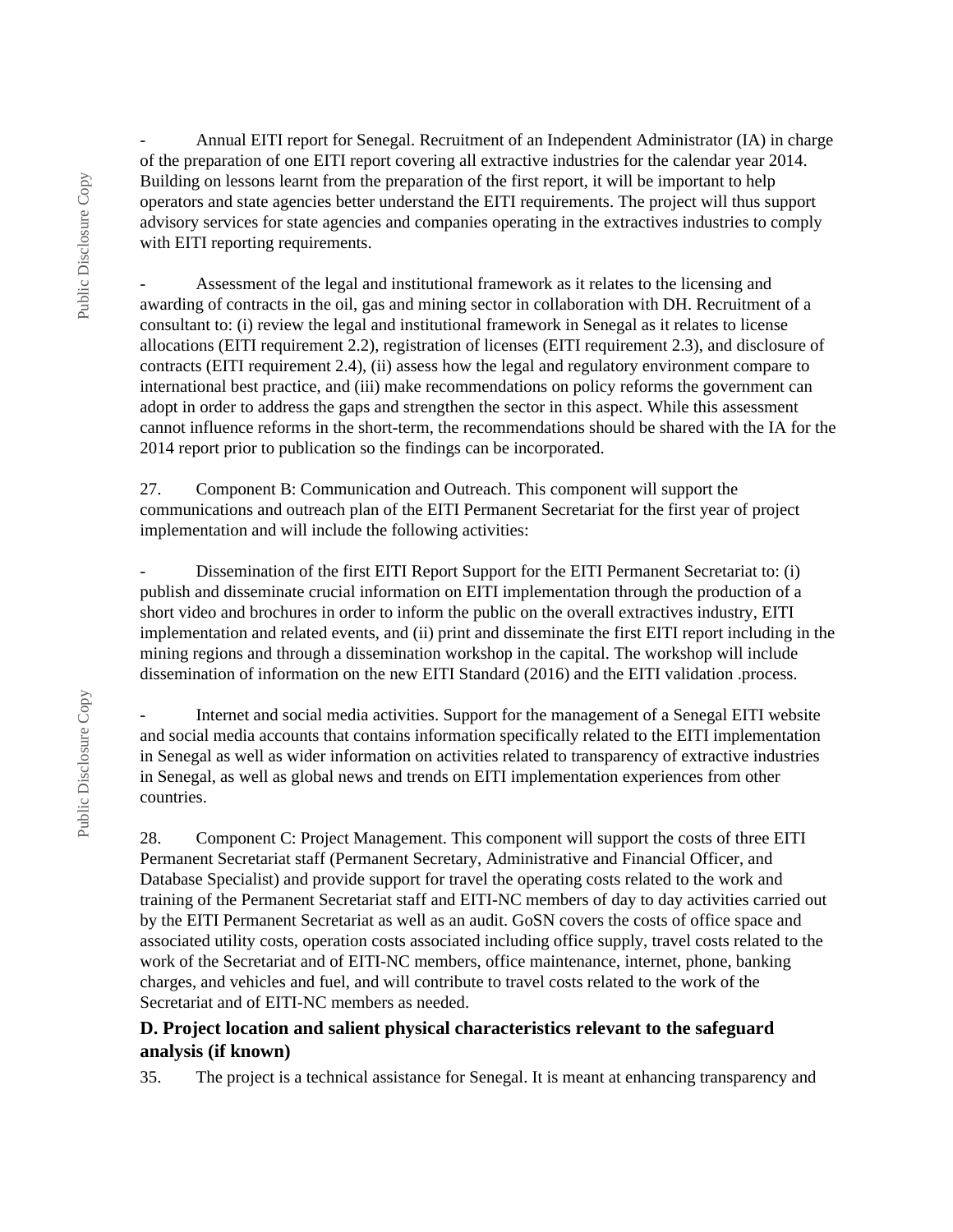- Annual EITI report for Senegal. Recruitment of an Independent Administrator (IA) in charge of the preparation of one EITI report covering all extractive industries for the calendar year 2014. Building on lessons learnt from the preparation of the first report, it will be important to help operators and state agencies better understand the EITI requirements. The project will thus support advisory services for state agencies and companies operating in the extractives industries to comply with EITI reporting requirements.

- Assessment of the legal and institutional framework as it relates to the licensing and awarding of contracts in the oil, gas and mining sector in collaboration with DH. Recruitment of a consultant to: (i) review the legal and institutional framework in Senegal as it relates to license allocations (EITI requirement 2.2), registration of licenses (EITI requirement 2.3), and disclosure of contracts (EITI requirement 2.4), (ii) assess how the legal and regulatory environment compare to international best practice, and (iii) make recommendations on policy reforms the government can adopt in order to address the gaps and strengthen the sector in this aspect. While this assessment cannot influence reforms in the short-term, the recommendations should be shared with the IA for the 2014 report prior to publication so the findings can be incorporated.

27. Component B: Communication and Outreach. This component will support the communications and outreach plan of the EITI Permanent Secretariat for the first year of project implementation and will include the following activities:

- Dissemination of the first EITI Report Support for the EITI Permanent Secretariat to: (i) publish and disseminate crucial information on EITI implementation through the production of a short video and brochures in order to inform the public on the overall extractives industry, EITI implementation and related events, and (ii) print and disseminate the first EITI report including in the mining regions and through a dissemination workshop in the capital. The workshop will include dissemination of information on the new EITI Standard (2016) and the EITI validation .process.

- Internet and social media activities. Support for the management of a Senegal EITI website and social media accounts that contains information specifically related to the EITI implementation in Senegal as well as wider information on activities related to transparency of extractive industries in Senegal, as well as global news and trends on EITI implementation experiences from other countries.

28. Component C: Project Management. This component will support the costs of three EITI Permanent Secretariat staff (Permanent Secretary, Administrative and Financial Officer, and Database Specialist) and provide support for travel the operating costs related to the work and training of the Permanent Secretariat staff and EITI-NC members of day to day activities carried out by the EITI Permanent Secretariat as well as an audit. GoSN covers the costs of office space and associated utility costs, operation costs associated including office supply, travel costs related to the work of the Secretariat and of EITI-NC members, office maintenance, internet, phone, banking charges, and vehicles and fuel, and will contribute to travel costs related to the work of the Secretariat and of EITI-NC members as needed.

### D. Project location and salient physical characteristics relevant to the safeguard analysis (if known)

35. The project is a technical assistance for Senegal. It is meant at enhancing transparency and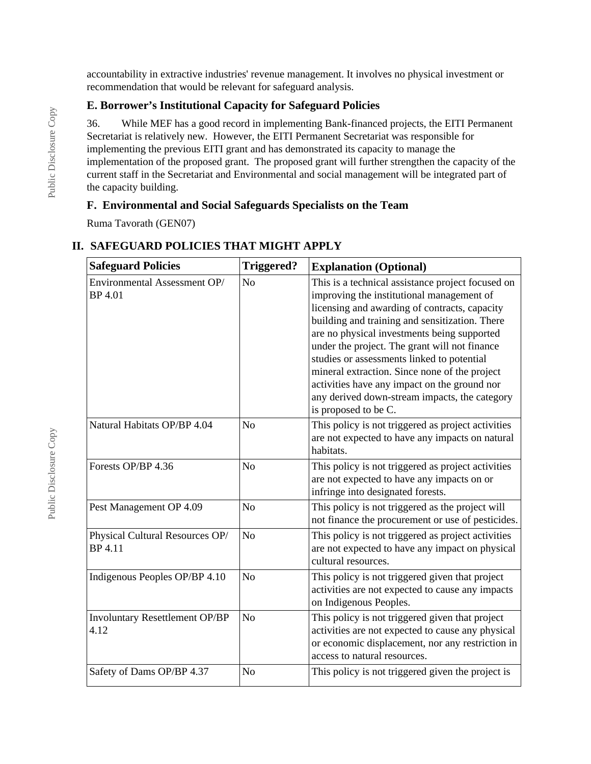accountability in extractive industries' revenue management. It involves no physical investment or recommendation that would be relevant for safeguard analysis.

### E. Borrower's Institutional Capacity for Safeguard Policies

36. While MEF has a good record in implementing Bank-financed projects, the EITI Permanent Secretariat is relatively new. However, the EITI Permanent Secretariat was responsible for implementing the previous EITI grant and has demonstrated its capacity to manage the implementation of the proposed grant. The proposed grant will further strengthen the capacity of the current staff in the Secretariat and Environmental and social management will be integrated part of the capacity building.

### F. Environmental and Social Safeguards Specialists on the Team

Ruma Tavorath (GEN07)

## II. SAFEGUARD POLICIES THAT MIGHT APPLY

| Safeguard Policies | Triggered? | Explanation (Optional) |
|---|---|---|
| Environmental Assessment OP/ BP 4.01 | No | This is a technical assistance project focused on improving the institutional management of licensing and awarding of contracts, capacity building and training and sensitization. There are no physical investments being supported under the project. The grant will not finance studies or assessments linked to potential mineral extraction. Since none of the project activities have any impact on the ground nor any derived down-stream impacts, the category is proposed to be C. |
| Natural Habitats OP/BP 4.04 | No | This policy is not triggered as project activities are not expected to have any impacts on natural habitats. |
| Forests OP/BP 4.36 | No | This policy is not triggered as project activities are not expected to have any impacts on or infringe into designated forests. |
| Pest Management OP 4.09 | No | This policy is not triggered as the project will not finance the procurement or use of pesticides. |
| Physical Cultural Resources OP/ BP 4.11 | No | This policy is not triggered as project activities are not expected to have any impact on physical cultural resources. |
| Indigenous Peoples OP/BP 4.10 | No | This policy is not triggered given that project activities are not expected to cause any impacts on Indigenous Peoples. |
| Involuntary Resettlement OP/BP 4.12 | No | This policy is not triggered given that project activities are not expected to cause any physical or economic displacement, nor any restriction in access to natural resources. |
| Safety of Dams OP/BP 4.37 | No | This policy is not triggered given the project is |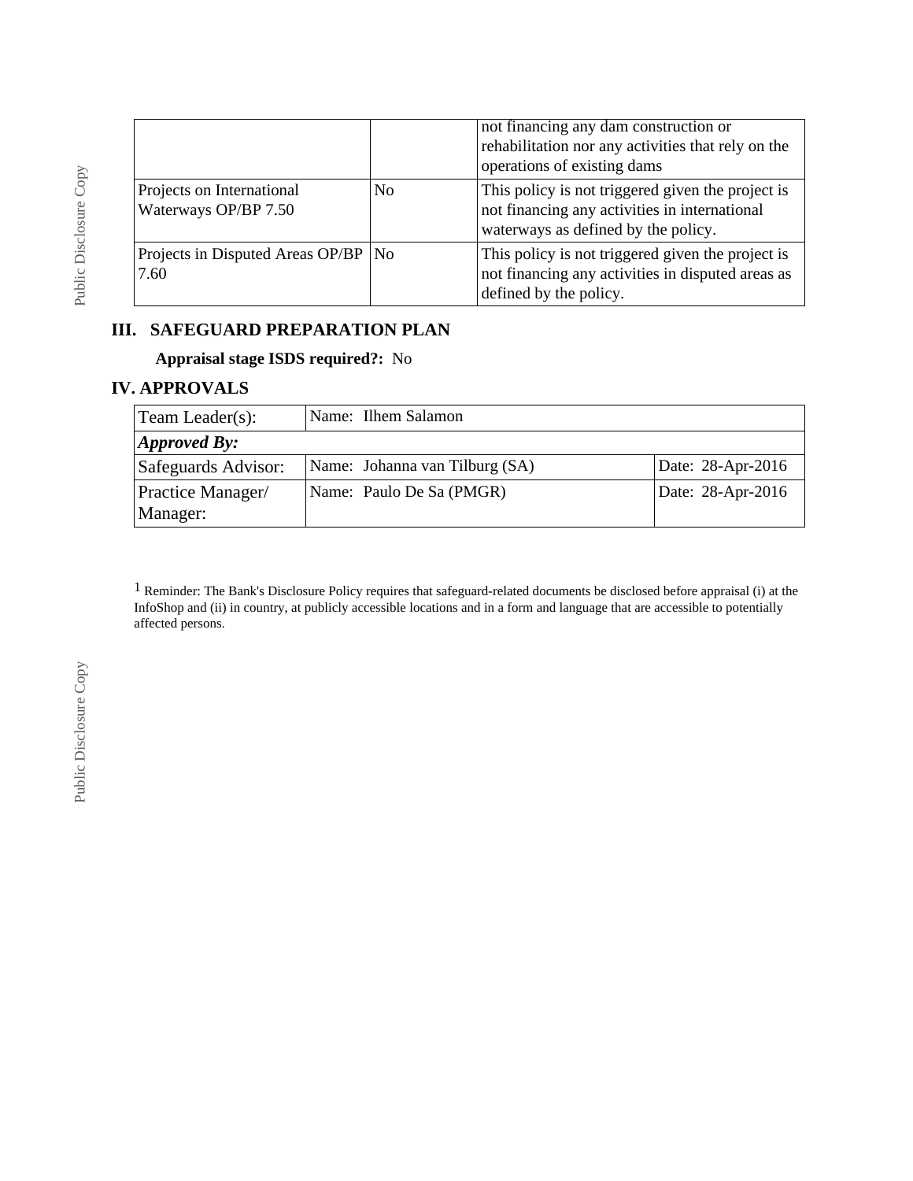| | | |
|---|---|---|
| | | not financing any dam construction or rehabilitation nor any activities that rely on the operations of existing dams |
| Projects on International Waterways OP/BP 7.50 | No | This policy is not triggered given the project is not financing any activities in international waterways as defined by the policy. |
| Projects in Disputed Areas OP/BP 7.60 | No | This policy is not triggered given the project is not financing any activities in disputed areas as defined by the policy. |

## III. SAFEGUARD PREPARATION PLAN

**Appraisal stage ISDS required?:** No

## IV. APPROVALS

| | | |
|---|---|---|
| Team Leader(s): | Name: Ilhem Salamon | |
| ***Approved By:*** | | |
| Safeguards Advisor: | Name: Johanna van Tilburg (SA) | Date: 28-Apr-2016 |
| Practice Manager/ Manager: | Name: Paulo De Sa (PMGR) | Date: 28-Apr-2016 |

[1] Reminder: The Bank's Disclosure Policy requires that safeguard-related documents be disclosed before appraisal (i) at the InfoShop and (ii) in country, at publicly accessible locations and in a form and language that are accessible to potentially affected persons.